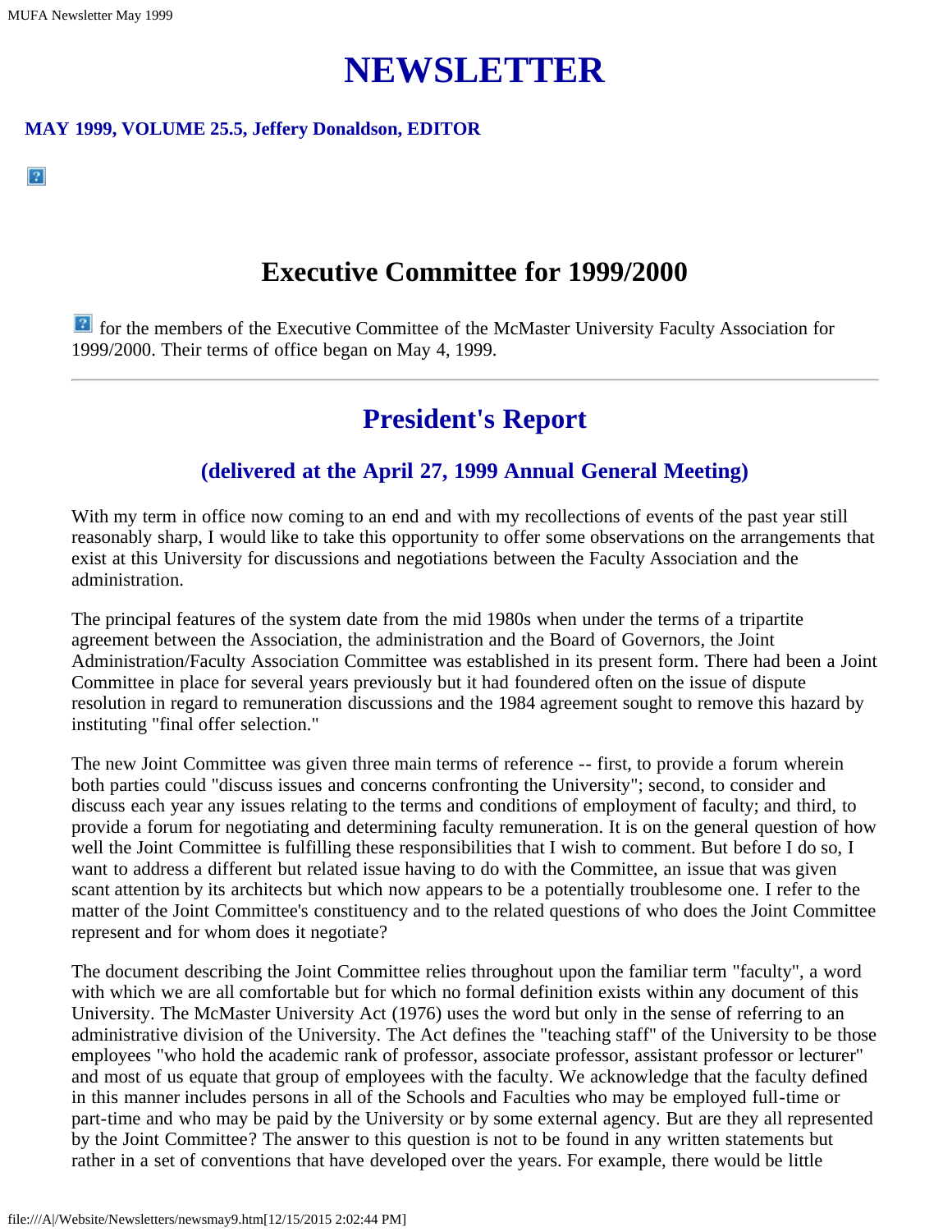# NEWSLETTER

**MAY 1999, VOLUME 25.5, Jeffery Donaldson, EDITOR**

## Executive Committee for 1999/2000

for the members of the Executive Committee of the McMaster University Faculty Association for 1999/2000. Their terms of office began on May 4, 1999.

---

## President's Report

### (delivered at the April 27, 1999 Annual General Meeting)

With my term in office now coming to an end and with my recollections of events of the past year still reasonably sharp, I would like to take this opportunity to offer some observations on the arrangements that exist at this University for discussions and negotiations between the Faculty Association and the administration.

The principal features of the system date from the mid 1980s when under the terms of a tripartite agreement between the Association, the administration and the Board of Governors, the Joint Administration/Faculty Association Committee was established in its present form. There had been a Joint Committee in place for several years previously but it had foundered often on the issue of dispute resolution in regard to remuneration discussions and the 1984 agreement sought to remove this hazard by instituting "final offer selection."

The new Joint Committee was given three main terms of reference -- first, to provide a forum wherein both parties could "discuss issues and concerns confronting the University"; second, to consider and discuss each year any issues relating to the terms and conditions of employment of faculty; and third, to provide a forum for negotiating and determining faculty remuneration. It is on the general question of how well the Joint Committee is fulfilling these responsibilities that I wish to comment. But before I do so, I want to address a different but related issue having to do with the Committee, an issue that was given scant attention by its architects but which now appears to be a potentially troublesome one. I refer to the matter of the Joint Committee's constituency and to the related questions of who does the Joint Committee represent and for whom does it negotiate?

The document describing the Joint Committee relies throughout upon the familiar term "faculty", a word with which we are all comfortable but for which no formal definition exists within any document of this University. The McMaster University Act (1976) uses the word but only in the sense of referring to an administrative division of the University. The Act defines the "teaching staff" of the University to be those employees "who hold the academic rank of professor, associate professor, assistant professor or lecturer" and most of us equate that group of employees with the faculty. We acknowledge that the faculty defined in this manner includes persons in all of the Schools and Faculties who may be employed full-time or part-time and who may be paid by the University or by some external agency. But are they all represented by the Joint Committee? The answer to this question is not to be found in any written statements but rather in a set of conventions that have developed over the years. For example, there would be little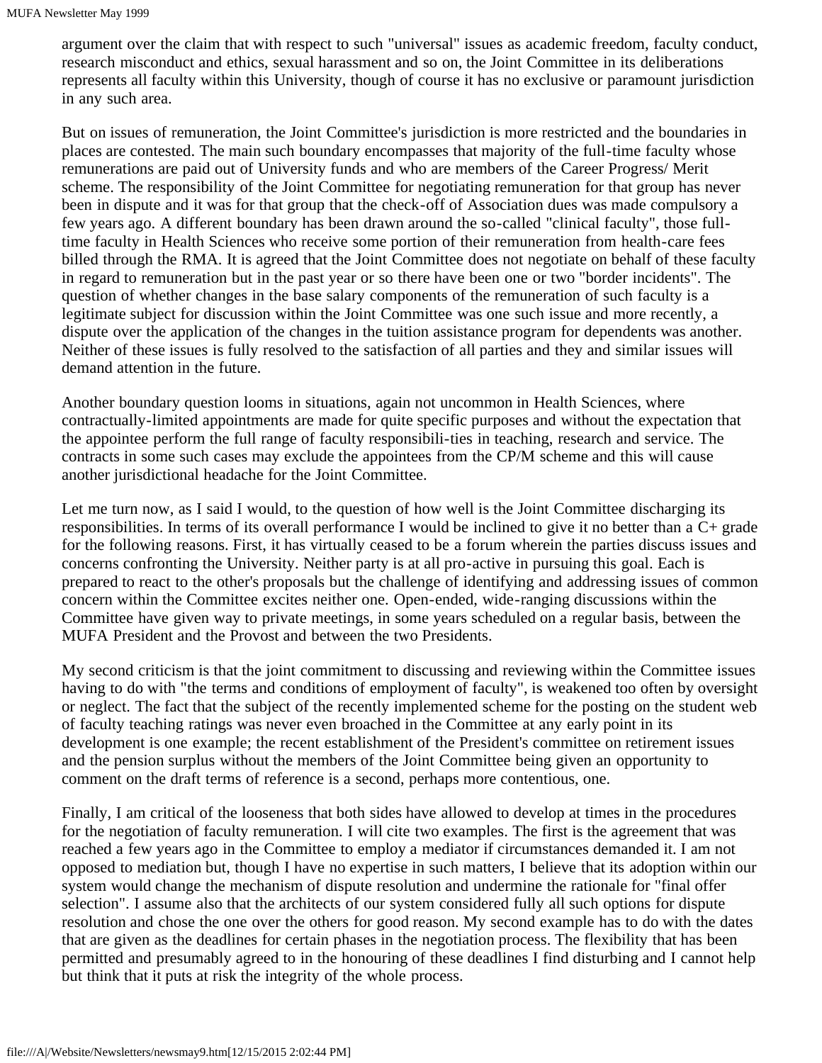argument over the claim that with respect to such "universal" issues as academic freedom, faculty conduct, research misconduct and ethics, sexual harassment and so on, the Joint Committee in its deliberations represents all faculty within this University, though of course it has no exclusive or paramount jurisdiction in any such area.

But on issues of remuneration, the Joint Committee's jurisdiction is more restricted and the boundaries in places are contested. The main such boundary encompasses that majority of the full-time faculty whose remunerations are paid out of University funds and who are members of the Career Progress/ Merit scheme. The responsibility of the Joint Committee for negotiating remuneration for that group has never been in dispute and it was for that group that the check-off of Association dues was made compulsory a few years ago. A different boundary has been drawn around the so-called "clinical faculty", those full-time faculty in Health Sciences who receive some portion of their remuneration from health-care fees billed through the RMA. It is agreed that the Joint Committee does not negotiate on behalf of these faculty in regard to remuneration but in the past year or so there have been one or two "border incidents". The question of whether changes in the base salary components of the remuneration of such faculty is a legitimate subject for discussion within the Joint Committee was one such issue and more recently, a dispute over the application of the changes in the tuition assistance program for dependents was another. Neither of these issues is fully resolved to the satisfaction of all parties and they and similar issues will demand attention in the future.

Another boundary question looms in situations, again not uncommon in Health Sciences, where contractually-limited appointments are made for quite specific purposes and without the expectation that the appointee perform the full range of faculty responsibili-ties in teaching, research and service. The contracts in some such cases may exclude the appointees from the CP/M scheme and this will cause another jurisdictional headache for the Joint Committee.

Let me turn now, as I said I would, to the question of how well is the Joint Committee discharging its responsibilities. In terms of its overall performance I would be inclined to give it no better than a C+ grade for the following reasons. First, it has virtually ceased to be a forum wherein the parties discuss issues and concerns confronting the University. Neither party is at all pro-active in pursuing this goal. Each is prepared to react to the other's proposals but the challenge of identifying and addressing issues of common concern within the Committee excites neither one. Open-ended, wide-ranging discussions within the Committee have given way to private meetings, in some years scheduled on a regular basis, between the MUFA President and the Provost and between the two Presidents.

My second criticism is that the joint commitment to discussing and reviewing within the Committee issues having to do with "the terms and conditions of employment of faculty", is weakened too often by oversight or neglect. The fact that the subject of the recently implemented scheme for the posting on the student web of faculty teaching ratings was never even broached in the Committee at any early point in its development is one example; the recent establishment of the President's committee on retirement issues and the pension surplus without the members of the Joint Committee being given an opportunity to comment on the draft terms of reference is a second, perhaps more contentious, one.

Finally, I am critical of the looseness that both sides have allowed to develop at times in the procedures for the negotiation of faculty remuneration. I will cite two examples. The first is the agreement that was reached a few years ago in the Committee to employ a mediator if circumstances demanded it. I am not opposed to mediation but, though I have no expertise in such matters, I believe that its adoption within our system would change the mechanism of dispute resolution and undermine the rationale for "final offer selection". I assume also that the architects of our system considered fully all such options for dispute resolution and chose the one over the others for good reason. My second example has to do with the dates that are given as the deadlines for certain phases in the negotiation process. The flexibility that has been permitted and presumably agreed to in the honouring of these deadlines I find disturbing and I cannot help but think that it puts at risk the integrity of the whole process.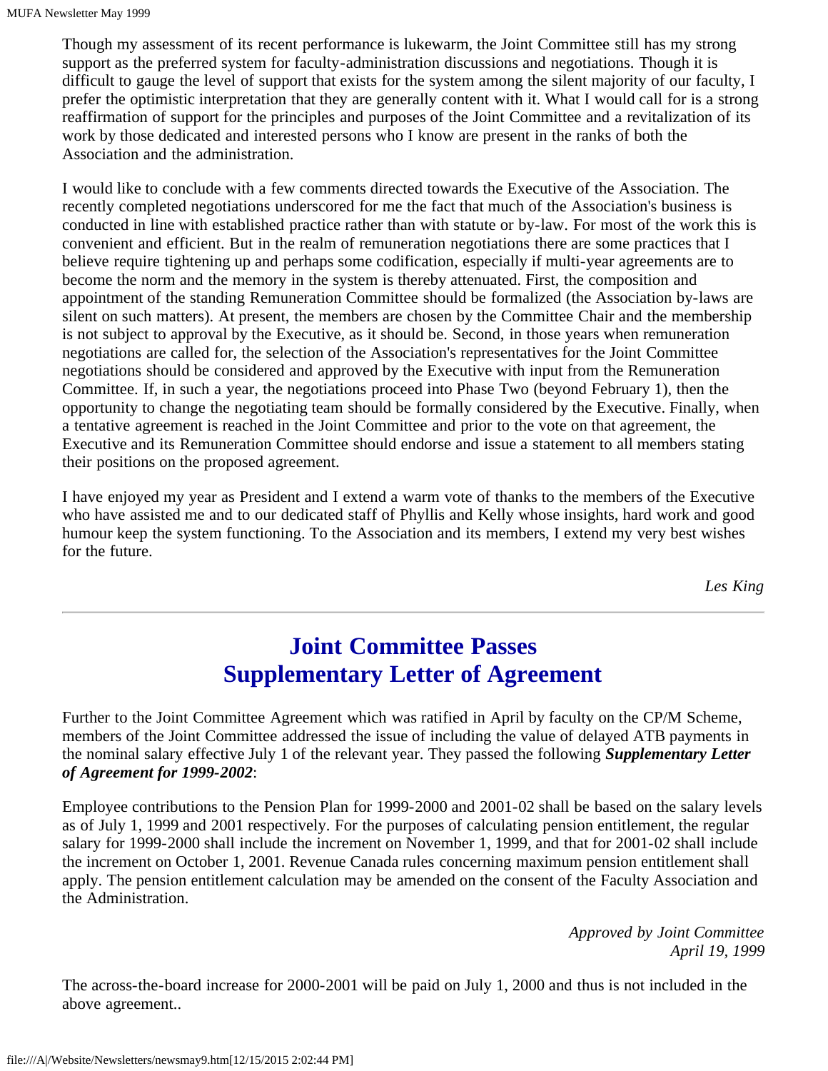Though my assessment of its recent performance is lukewarm, the Joint Committee still has my strong support as the preferred system for faculty-administration discussions and negotiations. Though it is difficult to gauge the level of support that exists for the system among the silent majority of our faculty, I prefer the optimistic interpretation that they are generally content with it. What I would call for is a strong reaffirmation of support for the principles and purposes of the Joint Committee and a revitalization of its work by those dedicated and interested persons who I know are present in the ranks of both the Association and the administration.

I would like to conclude with a few comments directed towards the Executive of the Association. The recently completed negotiations underscored for me the fact that much of the Association's business is conducted in line with established practice rather than with statute or by-law. For most of the work this is convenient and efficient. But in the realm of remuneration negotiations there are some practices that I believe require tightening up and perhaps some codification, especially if multi-year agreements are to become the norm and the memory in the system is thereby attenuated. First, the composition and appointment of the standing Remuneration Committee should be formalized (the Association by-laws are silent on such matters). At present, the members are chosen by the Committee Chair and the membership is not subject to approval by the Executive, as it should be. Second, in those years when remuneration negotiations are called for, the selection of the Association's representatives for the Joint Committee negotiations should be considered and approved by the Executive with input from the Remuneration Committee. If, in such a year, the negotiations proceed into Phase Two (beyond February 1), then the opportunity to change the negotiating team should be formally considered by the Executive. Finally, when a tentative agreement is reached in the Joint Committee and prior to the vote on that agreement, the Executive and its Remuneration Committee should endorse and issue a statement to all members stating their positions on the proposed agreement.

I have enjoyed my year as President and I extend a warm vote of thanks to the members of the Executive who have assisted me and to our dedicated staff of Phyllis and Kelly whose insights, hard work and good humour keep the system functioning. To the Association and its members, I extend my very best wishes for the future.

*Les King*

---

## Joint Committee Passes Supplementary Letter of Agreement

Further to the Joint Committee Agreement which was ratified in April by faculty on the CP/M Scheme, members of the Joint Committee addressed the issue of including the value of delayed ATB payments in the nominal salary effective July 1 of the relevant year. They passed the following ***Supplementary Letter of Agreement for 1999-2002***:

Employee contributions to the Pension Plan for 1999-2000 and 2001-02 shall be based on the salary levels as of July 1, 1999 and 2001 respectively. For the purposes of calculating pension entitlement, the regular salary for 1999-2000 shall include the increment on November 1, 1999, and that for 2001-02 shall include the increment on October 1, 2001. Revenue Canada rules concerning maximum pension entitlement shall apply. The pension entitlement calculation may be amended on the consent of the Faculty Association and the Administration.

*Approved by Joint Committee*
*April 19, 1999*

The across-the-board increase for 2000-2001 will be paid on July 1, 2000 and thus is not included in the above agreement..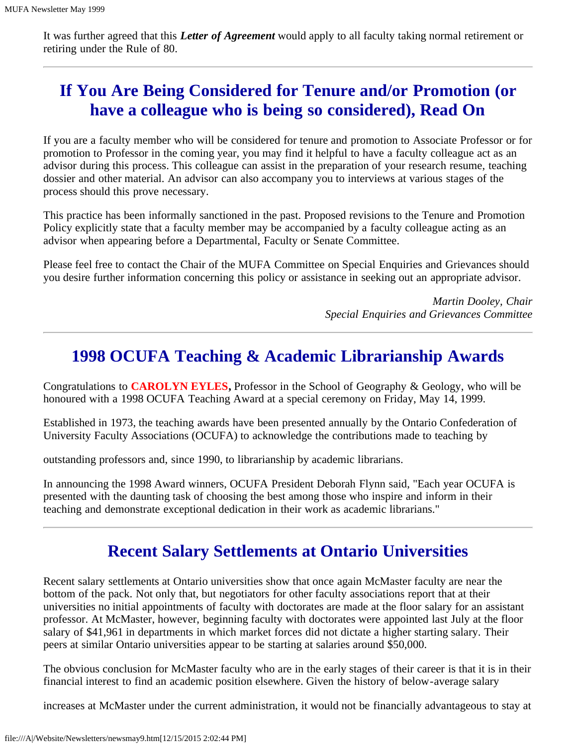It was further agreed that this ***Letter of Agreement*** would apply to all faculty taking normal retirement or retiring under the Rule of 80.

---

## If You Are Being Considered for Tenure and/or Promotion (or have a colleague who is being so considered), Read On

If you are a faculty member who will be considered for tenure and promotion to Associate Professor or for promotion to Professor in the coming year, you may find it helpful to have a faculty colleague act as an advisor during this process. This colleague can assist in the preparation of your research resume, teaching dossier and other material. An advisor can also accompany you to interviews at various stages of the process should this prove necessary.

This practice has been informally sanctioned in the past. Proposed revisions to the Tenure and Promotion Policy explicitly state that a faculty member may be accompanied by a faculty colleague acting as an advisor when appearing before a Departmental, Faculty or Senate Committee.

Please feel free to contact the Chair of the MUFA Committee on Special Enquiries and Grievances should you desire further information concerning this policy or assistance in seeking out an appropriate advisor.

*Martin Dooley, Chair*
*Special Enquiries and Grievances Committee*

---

## 1998 OCUFA Teaching & Academic Librarianship Awards

Congratulations to **CAROLYN EYLES,** Professor in the School of Geography & Geology, who will be honoured with a 1998 OCUFA Teaching Award at a special ceremony on Friday, May 14, 1999.

Established in 1973, the teaching awards have been presented annually by the Ontario Confederation of University Faculty Associations (OCUFA) to acknowledge the contributions made to teaching by outstanding professors and, since 1990, to librarianship by academic librarians.

In announcing the 1998 Award winners, OCUFA President Deborah Flynn said, "Each year OCUFA is presented with the daunting task of choosing the best among those who inspire and inform in their teaching and demonstrate exceptional dedication in their work as academic librarians."

---

## Recent Salary Settlements at Ontario Universities

Recent salary settlements at Ontario universities show that once again McMaster faculty are near the bottom of the pack. Not only that, but negotiators for other faculty associations report that at their universities no initial appointments of faculty with doctorates are made at the floor salary for an assistant professor. At McMaster, however, beginning faculty with doctorates were appointed last July at the floor salary of $41,961 in departments in which market forces did not dictate a higher starting salary. Their peers at similar Ontario universities appear to be starting at salaries around $50,000.

The obvious conclusion for McMaster faculty who are in the early stages of their career is that it is in their financial interest to find an academic position elsewhere. Given the history of below-average salary increases at McMaster under the current administration, it would not be financially advantageous to stay at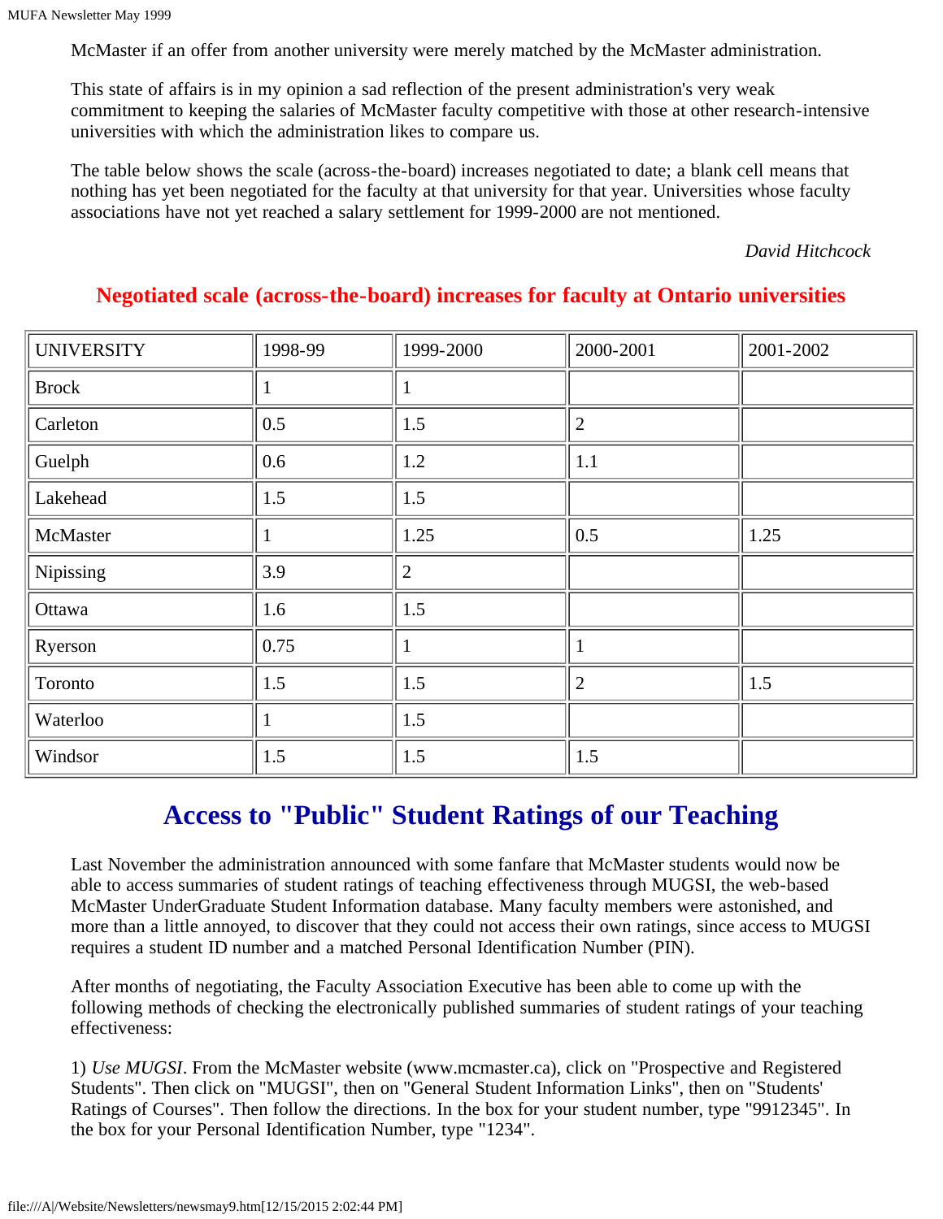McMaster if an offer from another university were merely matched by the McMaster administration.

This state of affairs is in my opinion a sad reflection of the present administration's very weak commitment to keeping the salaries of McMaster faculty competitive with those at other research-intensive universities with which the administration likes to compare us.

The table below shows the scale (across-the-board) increases negotiated to date; a blank cell means that nothing has yet been negotiated for the faculty at that university for that year. Universities whose faculty associations have not yet reached a salary settlement for 1999-2000 are not mentioned.

*David Hitchcock*

## Negotiated scale (across-the-board) increases for faculty at Ontario universities

| UNIVERSITY | 1998-99 | 1999-2000 | 2000-2001 | 2001-2002 |
|---|---|---|---|---|
| Brock | 1 | 1 | | |
| Carleton | 0.5 | 1.5 | 2 | |
| Guelph | 0.6 | 1.2 | 1.1 | |
| Lakehead | 1.5 | 1.5 | | |
| McMaster | 1 | 1.25 | 0.5 | 1.25 |
| Nipissing | 3.9 | 2 | | |
| Ottawa | 1.6 | 1.5 | | |
| Ryerson | 0.75 | 1 | 1 | |
| Toronto | 1.5 | 1.5 | 2 | 1.5 |
| Waterloo | 1 | 1.5 | | |
| Windsor | 1.5 | 1.5 | 1.5 | |

# Access to "Public" Student Ratings of our Teaching

Last November the administration announced with some fanfare that McMaster students would now be able to access summaries of student ratings of teaching effectiveness through MUGSI, the web-based McMaster UnderGraduate Student Information database. Many faculty members were astonished, and more than a little annoyed, to discover that they could not access their own ratings, since access to MUGSI requires a student ID number and a matched Personal Identification Number (PIN).

After months of negotiating, the Faculty Association Executive has been able to come up with the following methods of checking the electronically published summaries of student ratings of your teaching effectiveness:

1) *Use MUGSI*. From the McMaster website (www.mcmaster.ca), click on "Prospective and Registered Students". Then click on "MUGSI", then on "General Student Information Links", then on "Students' Ratings of Courses". Then follow the directions. In the box for your student number, type "9912345". In the box for your Personal Identification Number, type "1234".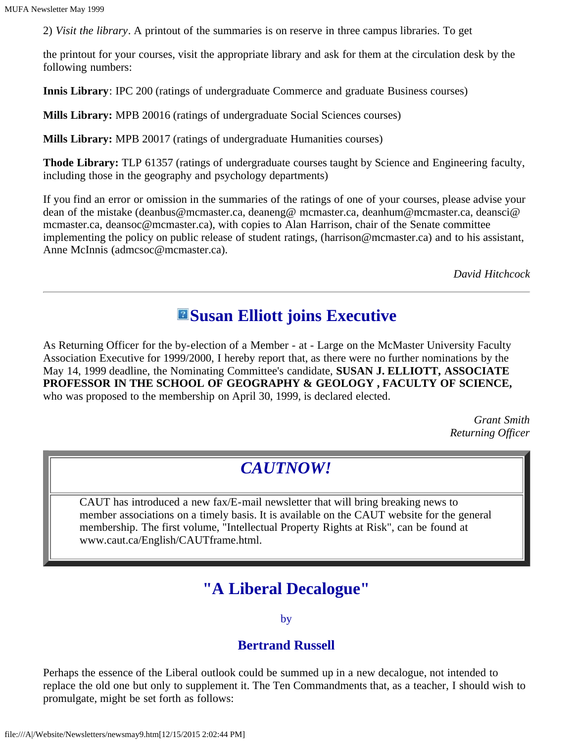2) *Visit the library*. A printout of the summaries is on reserve in three campus libraries. To get

the printout for your courses, visit the appropriate library and ask for them at the circulation desk by the following numbers:

**Innis Library**: IPC 200 (ratings of undergraduate Commerce and graduate Business courses)

**Mills Library:** MPB 20016 (ratings of undergraduate Social Sciences courses)

**Mills Library:** MPB 20017 (ratings of undergraduate Humanities courses)

**Thode Library:** TLP 61357 (ratings of undergraduate courses taught by Science and Engineering faculty, including those in the geography and psychology departments)

If you find an error or omission in the summaries of the ratings of one of your courses, please advise your dean of the mistake (deanbus@mcmaster.ca, deaneng@ mcmaster.ca, deanhum@mcmaster.ca, deansci@ mcmaster.ca, deansoc@mcmaster.ca), with copies to Alan Harrison, chair of the Senate committee implementing the policy on public release of student ratings, (harrison@mcmaster.ca) and to his assistant, Anne McInnis (admcsoc@mcmaster.ca).

*David Hitchcock*

---

## Susan Elliott joins Executive

As Returning Officer for the by-election of a Member - at - Large on the McMaster University Faculty Association Executive for 1999/2000, I hereby report that, as there were no further nominations by the May 14, 1999 deadline, the Nominating Committee's candidate, **SUSAN J. ELLIOTT, ASSOCIATE PROFESSOR IN THE SCHOOL OF GEOGRAPHY & GEOLOGY , FACULTY OF SCIENCE,** who was proposed to the membership on April 30, 1999, is declared elected.

*Grant Smith*
*Returning Officer*

## *CAUTNOW!*

CAUT has introduced a new fax/E-mail newsletter that will bring breaking news to member associations on a timely basis. It is available on the CAUT website for the general membership. The first volume, "Intellectual Property Rights at Risk", can be found at www.caut.ca/English/CAUTframe.html.

## "A Liberal Decalogue"

by

### Bertrand Russell

Perhaps the essence of the Liberal outlook could be summed up in a new decalogue, not intended to replace the old one but only to supplement it. The Ten Commandments that, as a teacher, I should wish to promulgate, might be set forth as follows: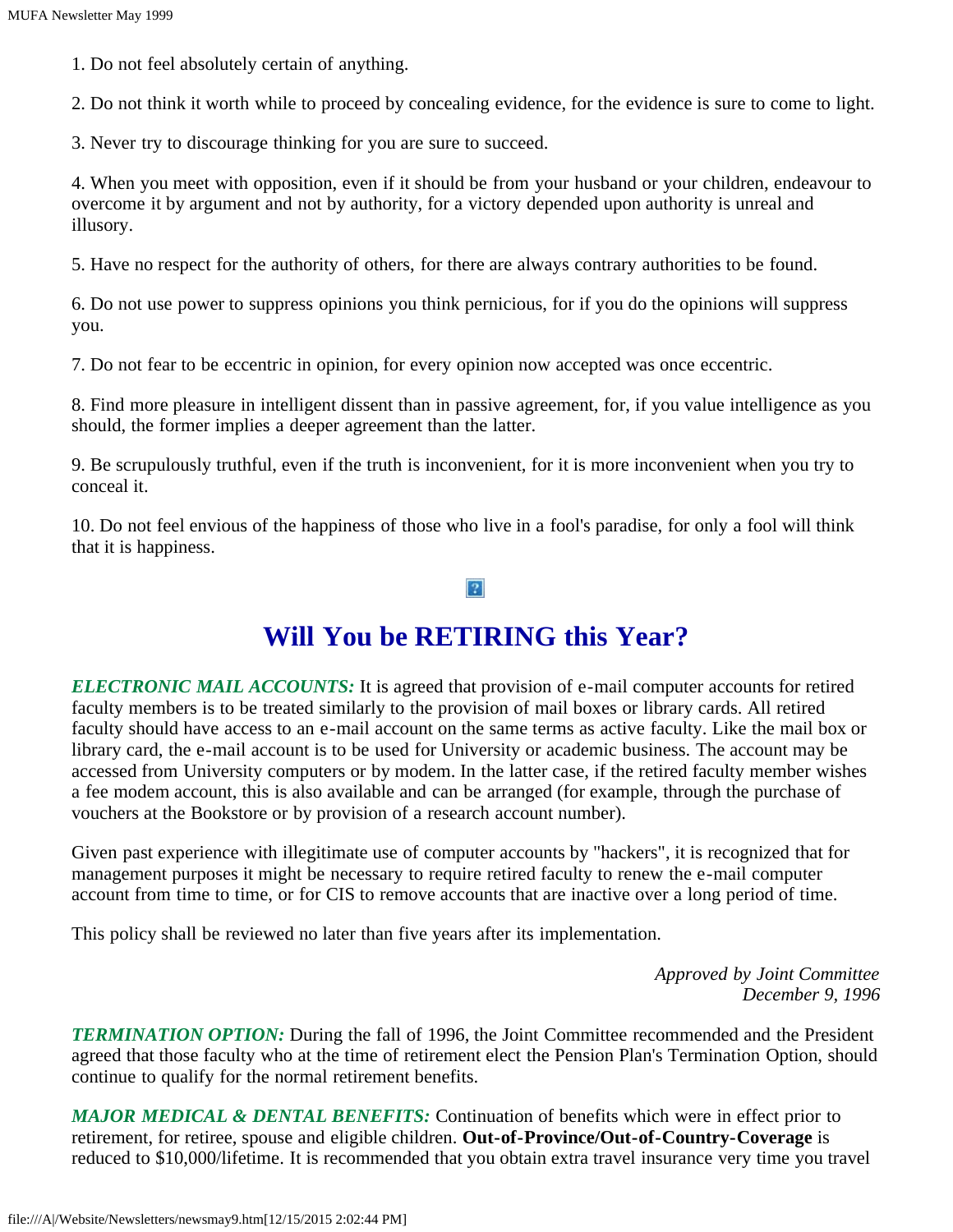1. Do not feel absolutely certain of anything.

2. Do not think it worth while to proceed by concealing evidence, for the evidence is sure to come to light.

3. Never try to discourage thinking for you are sure to succeed.

4. When you meet with opposition, even if it should be from your husband or your children, endeavour to overcome it by argument and not by authority, for a victory depended upon authority is unreal and illusory.

5. Have no respect for the authority of others, for there are always contrary authorities to be found.

6. Do not use power to suppress opinions you think pernicious, for if you do the opinions will suppress you.

7. Do not fear to be eccentric in opinion, for every opinion now accepted was once eccentric.

8. Find more pleasure in intelligent dissent than in passive agreement, for, if you value intelligence as you should, the former implies a deeper agreement than the latter.

9. Be scrupulously truthful, even if the truth is inconvenient, for it is more inconvenient when you try to conceal it.

10. Do not feel envious of the happiness of those who live in a fool's paradise, for only a fool will think that it is happiness.

# Will You be RETIRING this Year?

***ELECTRONIC MAIL ACCOUNTS:*** It is agreed that provision of e-mail computer accounts for retired faculty members is to be treated similarly to the provision of mail boxes or library cards. All retired faculty should have access to an e-mail account on the same terms as active faculty. Like the mail box or library card, the e-mail account is to be used for University or academic business. The account may be accessed from University computers or by modem. In the latter case, if the retired faculty member wishes a fee modem account, this is also available and can be arranged (for example, through the purchase of vouchers at the Bookstore or by provision of a research account number).

Given past experience with illegitimate use of computer accounts by "hackers", it is recognized that for management purposes it might be necessary to require retired faculty to renew the e-mail computer account from time to time, or for CIS to remove accounts that are inactive over a long period of time.

This policy shall be reviewed no later than five years after its implementation.

*Approved by Joint Committee*
*December 9, 1996*

***TERMINATION OPTION:*** During the fall of 1996, the Joint Committee recommended and the President agreed that those faculty who at the time of retirement elect the Pension Plan's Termination Option, should continue to qualify for the normal retirement benefits.

***MAJOR MEDICAL & DENTAL BENEFITS:*** Continuation of benefits which were in effect prior to retirement, for retiree, spouse and eligible children. **Out-of-Province/Out-of-Country-Coverage** is reduced to $10,000/lifetime. It is recommended that you obtain extra travel insurance very time you travel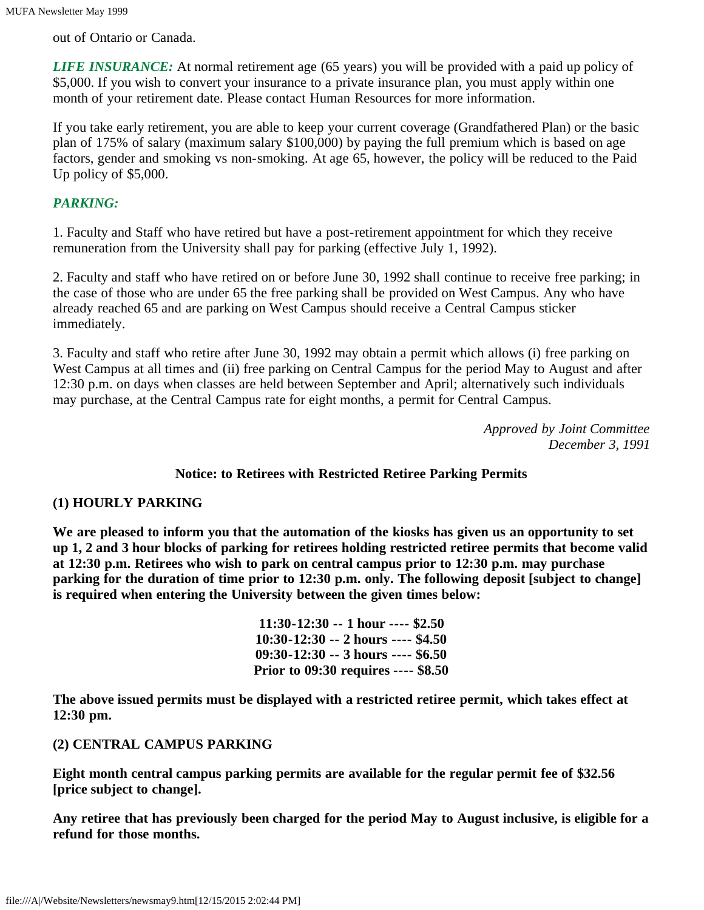out of Ontario or Canada.

***LIFE INSURANCE:*** At normal retirement age (65 years) you will be provided with a paid up policy of $5,000. If you wish to convert your insurance to a private insurance plan, you must apply within one month of your retirement date. Please contact Human Resources for more information.

If you take early retirement, you are able to keep your current coverage (Grandfathered Plan) or the basic plan of 175% of salary (maximum salary $100,000) by paying the full premium which is based on age factors, gender and smoking vs non-smoking. At age 65, however, the policy will be reduced to the Paid Up policy of $5,000.

***PARKING:***

1. Faculty and Staff who have retired but have a post-retirement appointment for which they receive remuneration from the University shall pay for parking (effective July 1, 1992).

2. Faculty and staff who have retired on or before June 30, 1992 shall continue to receive free parking; in the case of those who are under 65 the free parking shall be provided on West Campus. Any who have already reached 65 and are parking on West Campus should receive a Central Campus sticker immediately.

3. Faculty and staff who retire after June 30, 1992 may obtain a permit which allows (i) free parking on West Campus at all times and (ii) free parking on Central Campus for the period May to August and after 12:30 p.m. on days when classes are held between September and April; alternatively such individuals may purchase, at the Central Campus rate for eight months, a permit for Central Campus.

*Approved by Joint Committee*
*December 3, 1991*

**Notice: to Retirees with Restricted Retiree Parking Permits**

**(1) HOURLY PARKING**

**We are pleased to inform you that the automation of the kiosks has given us an opportunity to set up 1, 2 and 3 hour blocks of parking for retirees holding restricted retiree permits that become valid at 12:30 p.m. Retirees who wish to park on central campus prior to 12:30 p.m. may purchase parking for the duration of time prior to 12:30 p.m. only. The following deposit [subject to change] is required when entering the University between the given times below:**

**11:30-12:30 -- 1 hour ---- $2.50**
**10:30-12:30 -- 2 hours ---- $4.50**
**09:30-12:30 -- 3 hours ---- $6.50**
**Prior to 09:30 requires ---- $8.50**

**The above issued permits must be displayed with a restricted retiree permit, which takes effect at 12:30 pm.**

**(2) CENTRAL CAMPUS PARKING**

**Eight month central campus parking permits are available for the regular permit fee of $32.56 [price subject to change].**

**Any retiree that has previously been charged for the period May to August inclusive, is eligible for a refund for those months.**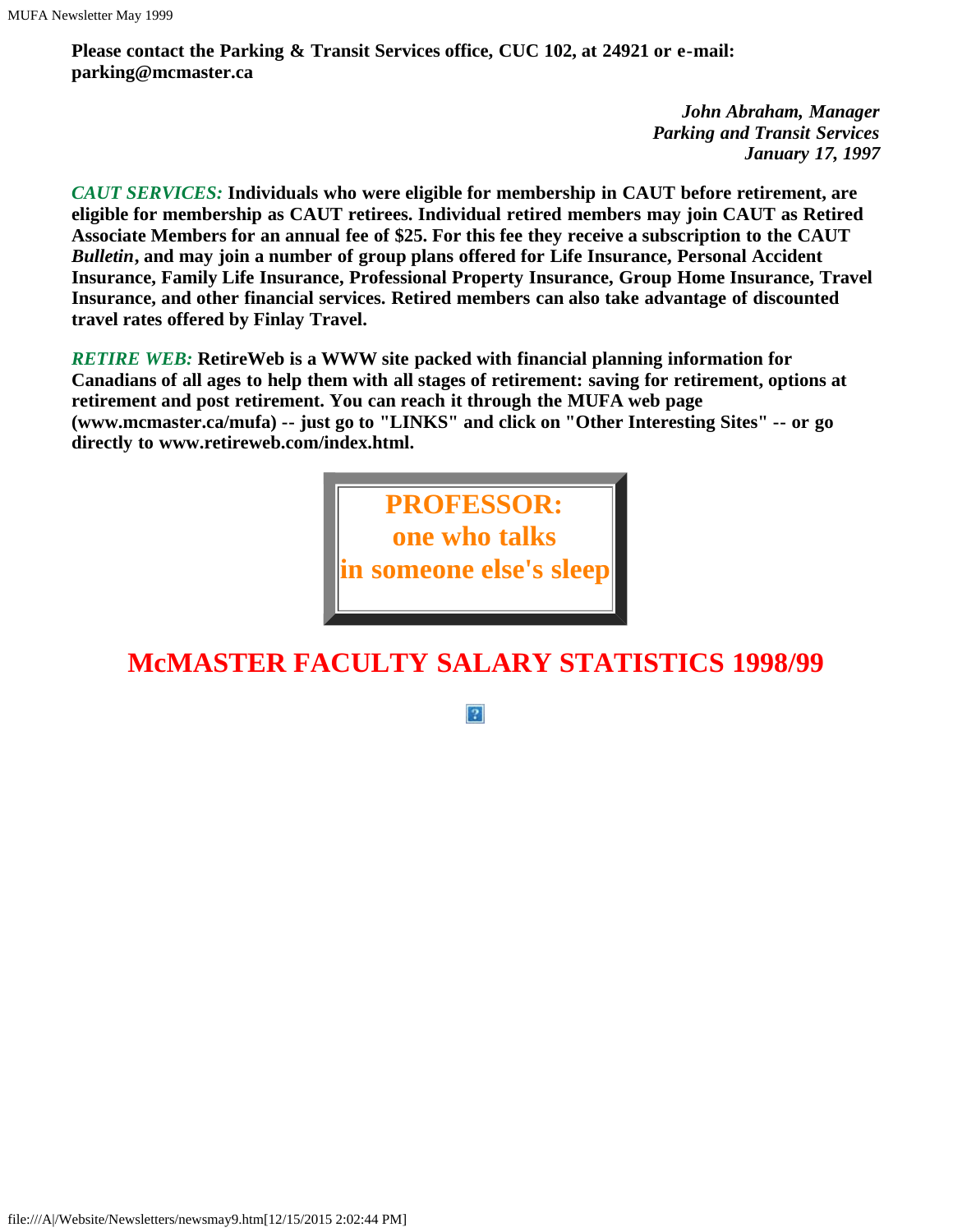**Please contact the Parking & Transit Services office, CUC 102, at 24921 or e-mail: parking@mcmaster.ca**

*John Abraham, Manager*
*Parking and Transit Services*
*January 17, 1997*

***CAUT SERVICES:*** **Individuals who were eligible for membership in CAUT before retirement, are eligible for membership as CAUT retirees. Individual retired members may join CAUT as Retired Associate Members for an annual fee of $25. For this fee they receive a subscription to the CAUT *Bulletin*, and may join a number of group plans offered for Life Insurance, Personal Accident Insurance, Family Life Insurance, Professional Property Insurance, Group Home Insurance, Travel Insurance, and other financial services. Retired members can also take advantage of discounted travel rates offered by Finlay Travel.**

***RETIRE WEB:*** **RetireWeb is a WWW site packed with financial planning information for Canadians of all ages to help them with all stages of retirement: saving for retirement, options at retirement and post retirement. You can reach it through the MUFA web page (www.mcmaster.ca/mufa) -- just go to "LINKS" and click on "Other Interesting Sites" -- or go directly to www.retireweb.com/index.html.**

**PROFESSOR:**
**one who talks**
**in someone else's sleep**

## McMASTER FACULTY SALARY STATISTICS 1998/99